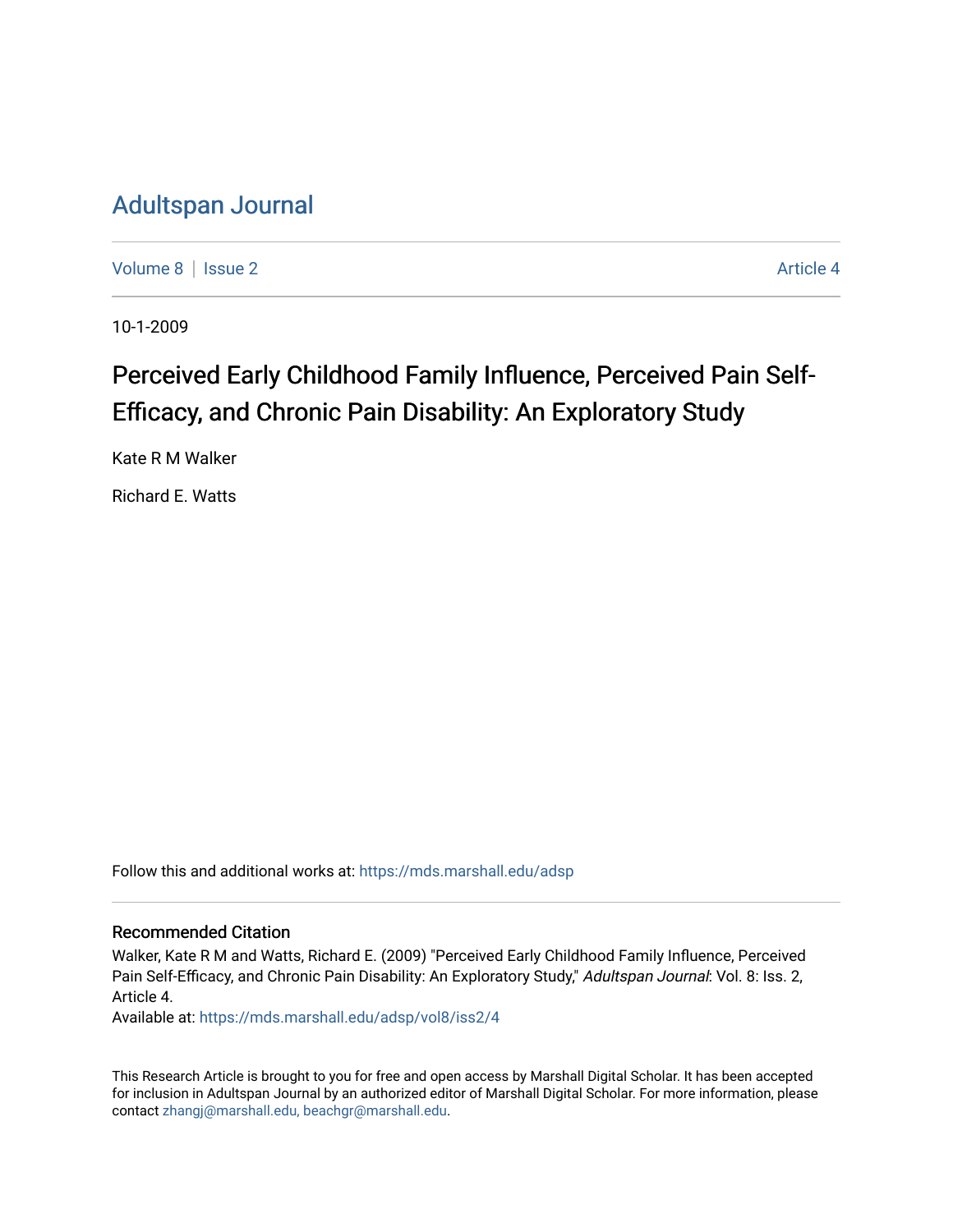# Adultspan Journal

Volume 8 | Issue 2 Article 4

10-1-2009

## Perceived Early Childhood Family Influence, Perceived Pain Self-Efficacy, and Chronic Pain Disability: An Exploratory Study

Kate R M Walker

Richard E. Watts

Follow this and additional works at: https://mds.marshall.edu/adsp

### Recommended Citation

Walker, Kate R M and Watts, Richard E. (2009) "Perceived Early Childhood Family Influence, Perceived Pain Self-Efficacy, and Chronic Pain Disability: An Exploratory Study," *Adultspan Journal*: Vol. 8: Iss. 2, Article 4.

Available at: https://mds.marshall.edu/adsp/vol8/iss2/4

This Research Article is brought to you for free and open access by Marshall Digital Scholar. It has been accepted for inclusion in Adultspan Journal by an authorized editor of Marshall Digital Scholar. For more information, please contact zhangj@marshall.edu, beachgr@marshall.edu.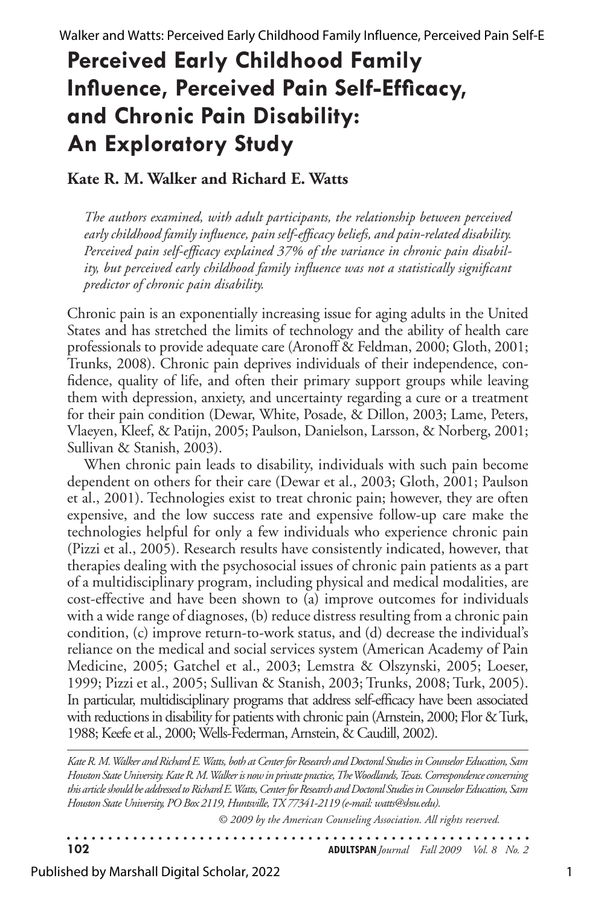# Perceived Early Childhood Family Influence, Perceived Pain Self-Efficacy, and Chronic Pain Disability: An Exploratory Study

**Kate R. M. Walker and Richard E. Watts**

*The authors examined, with adult participants, the relationship between perceived early childhood family influence, pain self-efficacy beliefs, and pain-related disability. Perceived pain self-efficacy explained 37% of the variance in chronic pain disability, but perceived early childhood family influence was not a statistically significant predictor of chronic pain disability.*

Chronic pain is an exponentially increasing issue for aging adults in the United States and has stretched the limits of technology and the ability of health care professionals to provide adequate care (Aronoff & Feldman, 2000; Gloth, 2001; Trunks, 2008). Chronic pain deprives individuals of their independence, confidence, quality of life, and often their primary support groups while leaving them with depression, anxiety, and uncertainty regarding a cure or a treatment for their pain condition (Dewar, White, Posade, & Dillon, 2003; Lame, Peters, Vlaeyen, Kleef, & Patijn, 2005; Paulson, Danielson, Larsson, & Norberg, 2001; Sullivan & Stanish, 2003).

When chronic pain leads to disability, individuals with such pain become dependent on others for their care (Dewar et al., 2003; Gloth, 2001; Paulson et al., 2001). Technologies exist to treat chronic pain; however, they are often expensive, and the low success rate and expensive follow-up care make the technologies helpful for only a few individuals who experience chronic pain (Pizzi et al., 2005). Research results have consistently indicated, however, that therapies dealing with the psychosocial issues of chronic pain patients as a part of a multidisciplinary program, including physical and medical modalities, are cost-effective and have been shown to (a) improve outcomes for individuals with a wide range of diagnoses, (b) reduce distress resulting from a chronic pain condition, (c) improve return-to-work status, and (d) decrease the individual's reliance on the medical and social services system (American Academy of Pain Medicine, 2005; Gatchel et al., 2003; Lemstra & Olszynski, 2005; Loeser, 1999; Pizzi et al., 2005; Sullivan & Stanish, 2003; Trunks, 2008; Turk, 2005). In particular, multidisciplinary programs that address self-efficacy have been associated with reductions in disability for patients with chronic pain (Arnstein, 2000; Flor & Turk, 1988; Keefe et al., 2000; Wells-Federman, Arnstein, & Caudill, 2002).

*Kate R. M. Walker and Richard E. Watts, both at Center for Research and Doctoral Studies in Counselor Education, Sam Houston State University. Kate R. M. Walker is now in private practice, The Woodlands, Texas. Correspondence concerning this article should be addressed to Richard E. Watts, Center for Research and Doctoral Studies in Counselor Education, Sam Houston State University, PO Box 2119, Huntsville, TX 77341-2119 (e-mail: watts@shsu.edu).*

*© 2009 by the American Counseling Association. All rights reserved.*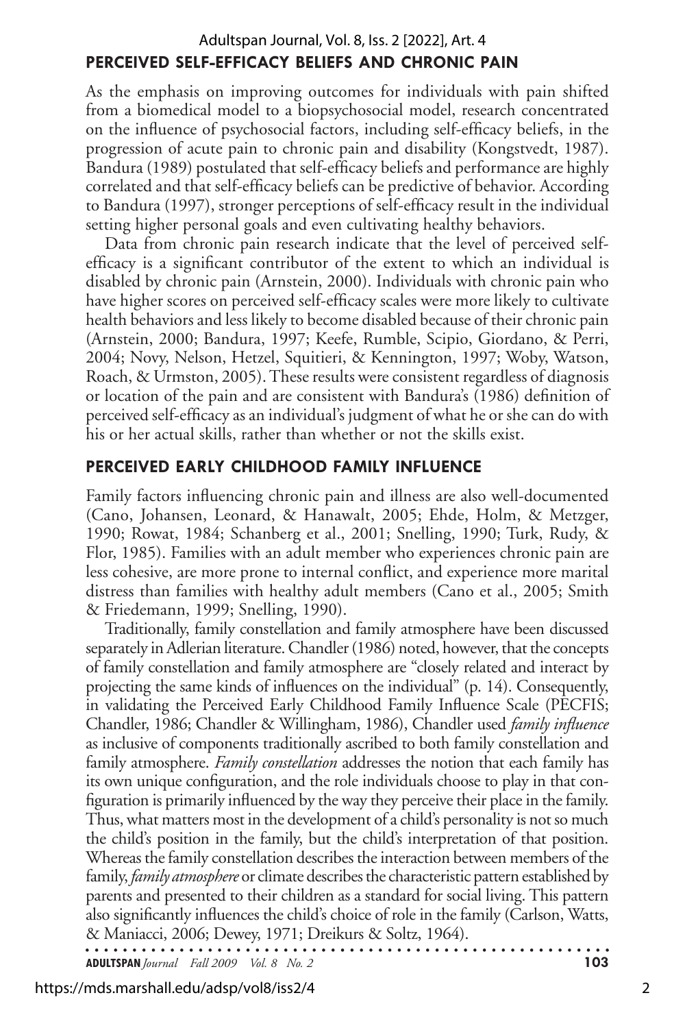## PERCEIVED SELF-EFFICACY BELIEFS AND CHRONIC PAIN

As the emphasis on improving outcomes for individuals with pain shifted from a biomedical model to a biopsychosocial model, research concentrated on the influence of psychosocial factors, including self-efficacy beliefs, in the progression of acute pain to chronic pain and disability (Kongstvedt, 1987). Bandura (1989) postulated that self-efficacy beliefs and performance are highly correlated and that self-efficacy beliefs can be predictive of behavior. According to Bandura (1997), stronger perceptions of self-efficacy result in the individual setting higher personal goals and even cultivating healthy behaviors.

Data from chronic pain research indicate that the level of perceived self-efficacy is a significant contributor of the extent to which an individual is disabled by chronic pain (Arnstein, 2000). Individuals with chronic pain who have higher scores on perceived self-efficacy scales were more likely to cultivate health behaviors and less likely to become disabled because of their chronic pain (Arnstein, 2000; Bandura, 1997; Keefe, Rumble, Scipio, Giordano, & Perri, 2004; Novy, Nelson, Hetzel, Squitieri, & Kennington, 1997; Woby, Watson, Roach, & Urmston, 2005). These results were consistent regardless of diagnosis or location of the pain and are consistent with Bandura's (1986) definition of perceived self-efficacy as an individual's judgment of what he or she can do with his or her actual skills, rather than whether or not the skills exist.

## PERCEIVED EARLY CHILDHOOD FAMILY INFLUENCE

Family factors influencing chronic pain and illness are also well-documented (Cano, Johansen, Leonard, & Hanawalt, 2005; Ehde, Holm, & Metzger, 1990; Rowat, 1984; Schanberg et al., 2001; Snelling, 1990; Turk, Rudy, & Flor, 1985). Families with an adult member who experiences chronic pain are less cohesive, are more prone to internal conflict, and experience more marital distress than families with healthy adult members (Cano et al., 2005; Smith & Friedemann, 1999; Snelling, 1990).

Traditionally, family constellation and family atmosphere have been discussed separately in Adlerian literature. Chandler (1986) noted, however, that the concepts of family constellation and family atmosphere are "closely related and interact by projecting the same kinds of influences on the individual" (p. 14). Consequently, in validating the Perceived Early Childhood Family Influence Scale (PECFIS; Chandler, 1986; Chandler & Willingham, 1986), Chandler used *family influence* as inclusive of components traditionally ascribed to both family constellation and family atmosphere. *Family constellation* addresses the notion that each family has its own unique configuration, and the role individuals choose to play in that configuration is primarily influenced by the way they perceive their place in the family. Thus, what matters most in the development of a child's personality is not so much the child's position in the family, but the child's interpretation of that position. Whereas the family constellation describes the interaction between members of the family, *family atmosphere* or climate describes the characteristic pattern established by parents and presented to their children as a standard for social living. This pattern also significantly influences the child's choice of role in the family (Carlson, Watts, & Maniacci, 2006; Dewey, 1971; Dreikurs & Soltz, 1964).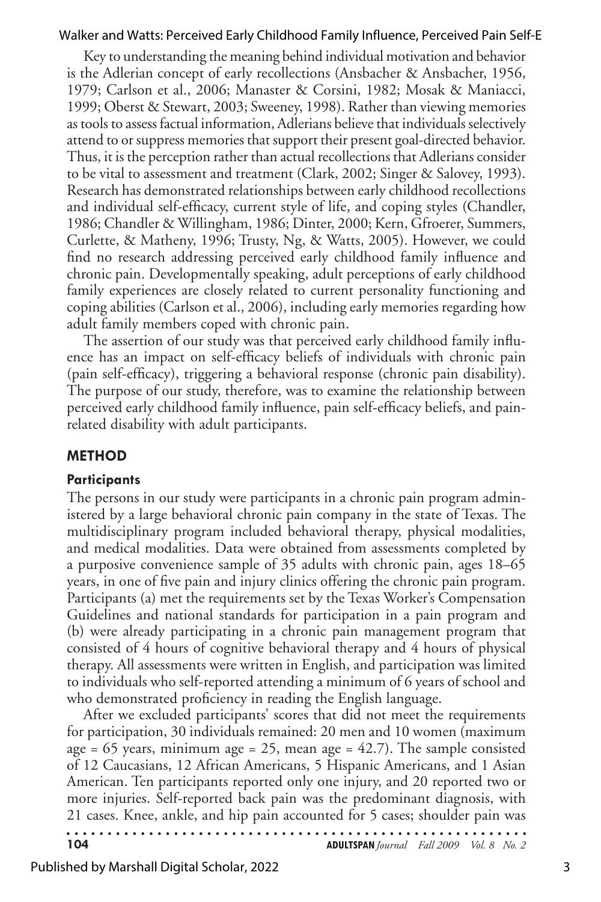Key to understanding the meaning behind individual motivation and behavior is the Adlerian concept of early recollections (Ansbacher & Ansbacher, 1956, 1979; Carlson et al., 2006; Manaster & Corsini, 1982; Mosak & Maniacci, 1999; Oberst & Stewart, 2003; Sweeney, 1998). Rather than viewing memories as tools to assess factual information, Adlerians believe that individuals selectively attend to or suppress memories that support their present goal-directed behavior. Thus, it is the perception rather than actual recollections that Adlerians consider to be vital to assessment and treatment (Clark, 2002; Singer & Salovey, 1993). Research has demonstrated relationships between early childhood recollections and individual self-efficacy, current style of life, and coping styles (Chandler, 1986; Chandler & Willingham, 1986; Dinter, 2000; Kern, Gfroerer, Summers, Curlette, & Matheny, 1996; Trusty, Ng, & Watts, 2005). However, we could find no research addressing perceived early childhood family influence and chronic pain. Developmentally speaking, adult perceptions of early childhood family experiences are closely related to current personality functioning and coping abilities (Carlson et al., 2006), including early memories regarding how adult family members coped with chronic pain.

The assertion of our study was that perceived early childhood family influence has an impact on self-efficacy beliefs of individuals with chronic pain (pain self-efficacy), triggering a behavioral response (chronic pain disability). The purpose of our study, therefore, was to examine the relationship between perceived early childhood family influence, pain self-efficacy beliefs, and pain-related disability with adult participants.

## METHOD

### Participants

The persons in our study were participants in a chronic pain program administered by a large behavioral chronic pain company in the state of Texas. The multidisciplinary program included behavioral therapy, physical modalities, and medical modalities. Data were obtained from assessments completed by a purposive convenience sample of 35 adults with chronic pain, ages 18–65 years, in one of five pain and injury clinics offering the chronic pain program. Participants (a) met the requirements set by the Texas Worker's Compensation Guidelines and national standards for participation in a pain program and (b) were already participating in a chronic pain management program that consisted of 4 hours of cognitive behavioral therapy and 4 hours of physical therapy. All assessments were written in English, and participation was limited to individuals who self-reported attending a minimum of 6 years of school and who demonstrated proficiency in reading the English language.

After we excluded participants' scores that did not meet the requirements for participation, 30 individuals remained: 20 men and 10 women (maximum age = 65 years, minimum age = 25, mean age = 42.7). The sample consisted of 12 Caucasians, 12 African Americans, 5 Hispanic Americans, and 1 Asian American. Ten participants reported only one injury, and 20 reported two or more injuries. Self-reported back pain was the predominant diagnosis, with 21 cases. Knee, ankle, and hip pain accounted for 5 cases; shoulder pain was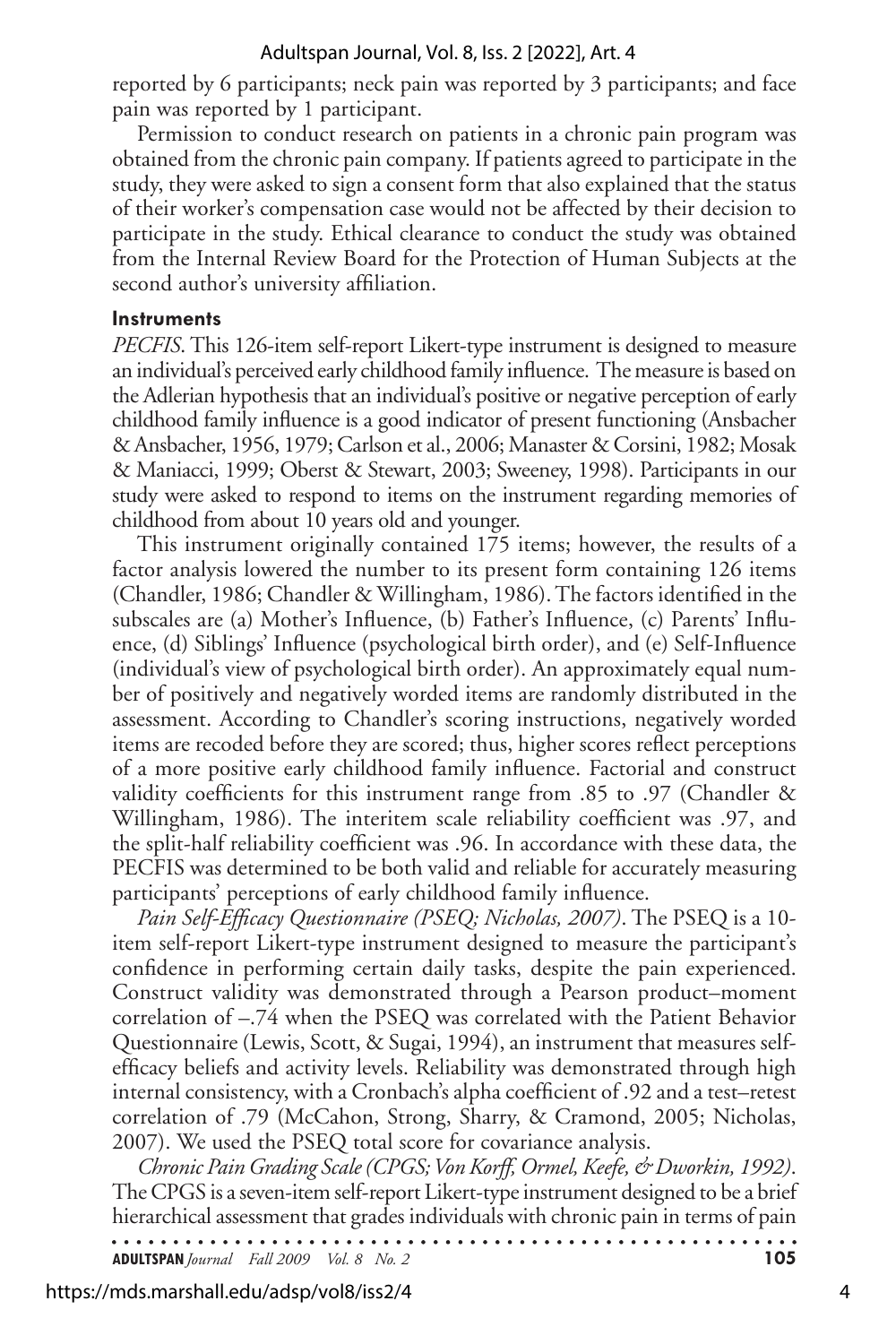reported by 6 participants; neck pain was reported by 3 participants; and face pain was reported by 1 participant.

Permission to conduct research on patients in a chronic pain program was obtained from the chronic pain company. If patients agreed to participate in the study, they were asked to sign a consent form that also explained that the status of their worker's compensation case would not be affected by their decision to participate in the study. Ethical clearance to conduct the study was obtained from the Internal Review Board for the Protection of Human Subjects at the second author's university affiliation.

### Instruments

*PECFIS*. This 126-item self-report Likert-type instrument is designed to measure an individual's perceived early childhood family influence. The measure is based on the Adlerian hypothesis that an individual's positive or negative perception of early childhood family influence is a good indicator of present functioning (Ansbacher & Ansbacher, 1956, 1979; Carlson et al., 2006; Manaster & Corsini, 1982; Mosak & Maniacci, 1999; Oberst & Stewart, 2003; Sweeney, 1998). Participants in our study were asked to respond to items on the instrument regarding memories of childhood from about 10 years old and younger.

This instrument originally contained 175 items; however, the results of a factor analysis lowered the number to its present form containing 126 items (Chandler, 1986; Chandler & Willingham, 1986). The factors identified in the subscales are (a) Mother's Influence, (b) Father's Influence, (c) Parents' Influence, (d) Siblings' Influence (psychological birth order), and (e) Self-Influence (individual's view of psychological birth order). An approximately equal number of positively and negatively worded items are randomly distributed in the assessment. According to Chandler's scoring instructions, negatively worded items are recoded before they are scored; thus, higher scores reflect perceptions of a more positive early childhood family influence. Factorial and construct validity coefficients for this instrument range from .85 to .97 (Chandler & Willingham, 1986). The interitem scale reliability coefficient was .97, and the split-half reliability coefficient was .96. In accordance with these data, the PECFIS was determined to be both valid and reliable for accurately measuring participants' perceptions of early childhood family influence.

*Pain Self-Efficacy Questionnaire (PSEQ; Nicholas, 2007)*. The PSEQ is a 10-item self-report Likert-type instrument designed to measure the participant's confidence in performing certain daily tasks, despite the pain experienced. Construct validity was demonstrated through a Pearson product–moment correlation of –.74 when the PSEQ was correlated with the Patient Behavior Questionnaire (Lewis, Scott, & Sugai, 1994), an instrument that measures self-efficacy beliefs and activity levels. Reliability was demonstrated through high internal consistency, with a Cronbach's alpha coefficient of .92 and a test–retest correlation of .79 (McCahon, Strong, Sharry, & Cramond, 2005; Nicholas, 2007). We used the PSEQ total score for covariance analysis.

*Chronic Pain Grading Scale (CPGS; Von Korff, Ormel, Keefe, & Dworkin, 1992)*. The CPGS is a seven-item self-report Likert-type instrument designed to be a brief hierarchical assessment that grades individuals with chronic pain in terms of pain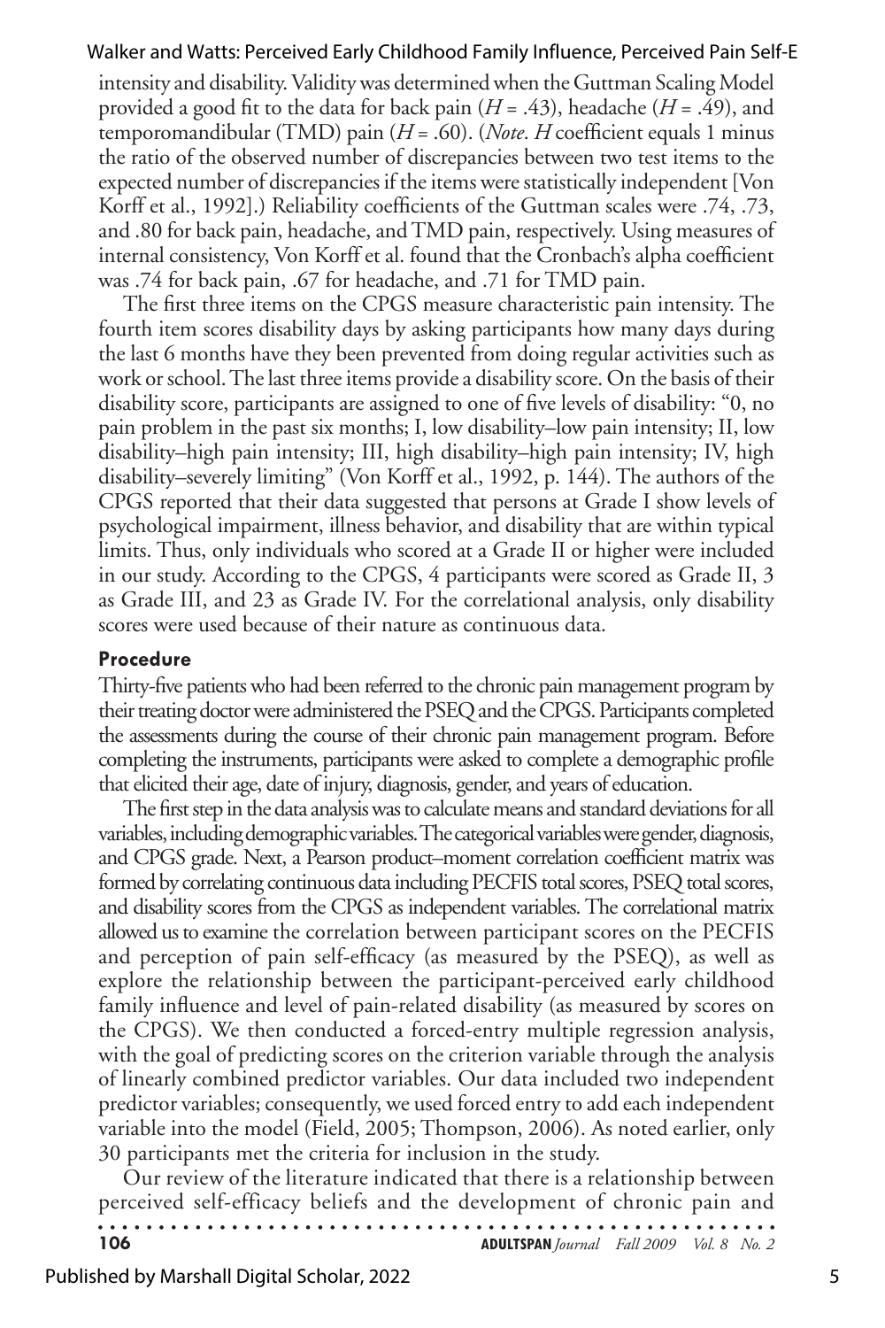intensity and disability. Validity was determined when the Guttman Scaling Model provided a good fit to the data for back pain ($H$ = .43), headache ($H$ = .49), and temporomandibular (TMD) pain ($H$ = .60). (*Note*. $H$ coefficient equals 1 minus the ratio of the observed number of discrepancies between two test items to the expected number of discrepancies if the items were statistically independent [Von Korff et al., 1992].) Reliability coefficients of the Guttman scales were .74, .73, and .80 for back pain, headache, and TMD pain, respectively. Using measures of internal consistency, Von Korff et al. found that the Cronbach's alpha coefficient was .74 for back pain, .67 for headache, and .71 for TMD pain.

The first three items on the CPGS measure characteristic pain intensity. The fourth item scores disability days by asking participants how many days during the last 6 months have they been prevented from doing regular activities such as work or school. The last three items provide a disability score. On the basis of their disability score, participants are assigned to one of five levels of disability: "0, no pain problem in the past six months; I, low disability–low pain intensity; II, low disability–high pain intensity; III, high disability–high pain intensity; IV, high disability–severely limiting" (Von Korff et al., 1992, p. 144). The authors of the CPGS reported that their data suggested that persons at Grade I show levels of psychological impairment, illness behavior, and disability that are within typical limits. Thus, only individuals who scored at a Grade II or higher were included in our study. According to the CPGS, 4 participants were scored as Grade II, 3 as Grade III, and 23 as Grade IV. For the correlational analysis, only disability scores were used because of their nature as continuous data.

### Procedure

Thirty-five patients who had been referred to the chronic pain management program by their treating doctor were administered the PSEQ and the CPGS. Participants completed the assessments during the course of their chronic pain management program. Before completing the instruments, participants were asked to complete a demographic profile that elicited their age, date of injury, diagnosis, gender, and years of education.

The first step in the data analysis was to calculate means and standard deviations for all variables, including demographic variables. The categorical variables were gender, diagnosis, and CPGS grade. Next, a Pearson product–moment correlation coefficient matrix was formed by correlating continuous data including PECFIS total scores, PSEQ total scores, and disability scores from the CPGS as independent variables. The correlational matrix allowed us to examine the correlation between participant scores on the PECFIS and perception of pain self-efficacy (as measured by the PSEQ), as well as explore the relationship between the participant-perceived early childhood family influence and level of pain-related disability (as measured by scores on the CPGS). We then conducted a forced-entry multiple regression analysis, with the goal of predicting scores on the criterion variable through the analysis of linearly combined predictor variables. Our data included two independent predictor variables; consequently, we used forced entry to add each independent variable into the model (Field, 2005; Thompson, 2006). As noted earlier, only 30 participants met the criteria for inclusion in the study.

Our review of the literature indicated that there is a relationship between perceived self-efficacy beliefs and the development of chronic pain and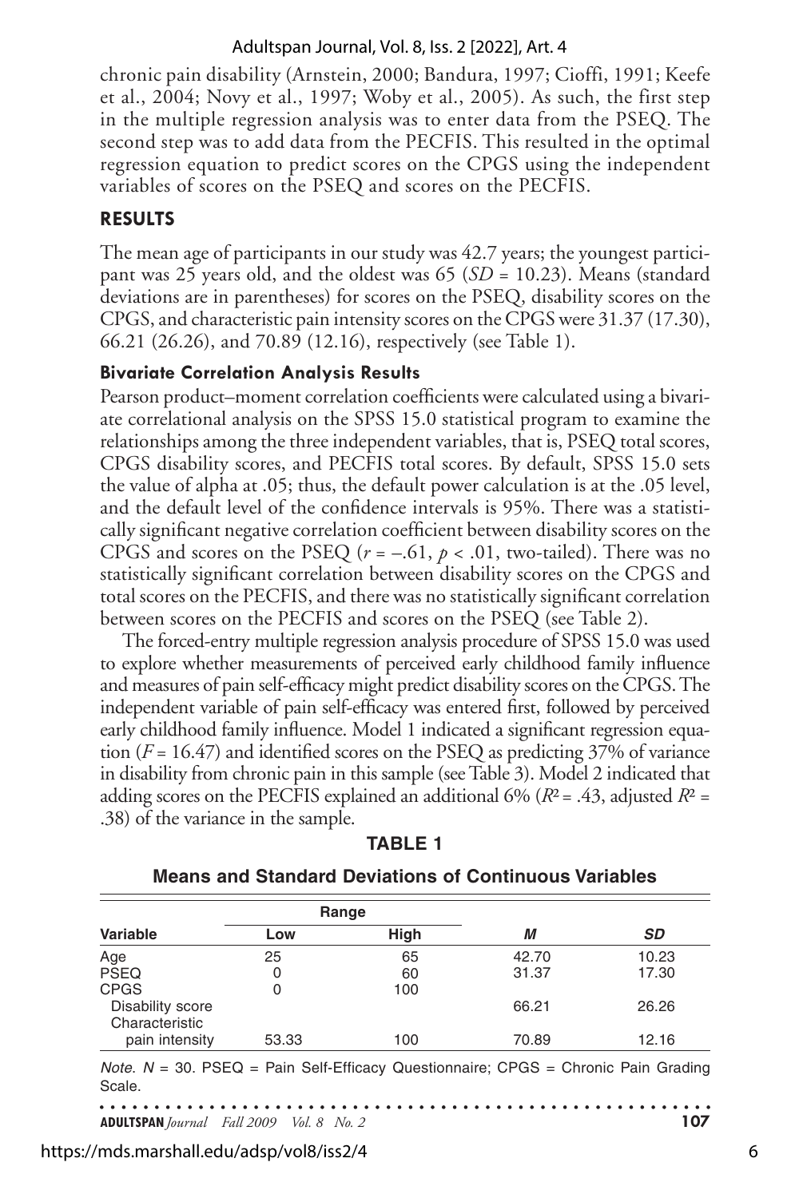chronic pain disability (Arnstein, 2000; Bandura, 1997; Cioffi, 1991; Keefe et al., 2004; Novy et al., 1997; Woby et al., 2005). As such, the first step in the multiple regression analysis was to enter data from the PSEQ. The second step was to add data from the PECFIS. This resulted in the optimal regression equation to predict scores on the CPGS using the independent variables of scores on the PSEQ and scores on the PECFIS.

## RESULTS

The mean age of participants in our study was 42.7 years; the youngest participant was 25 years old, and the oldest was 65 (*SD* = 10.23). Means (standard deviations are in parentheses) for scores on the PSEQ, disability scores on the CPGS, and characteristic pain intensity scores on the CPGS were 31.37 (17.30), 66.21 (26.26), and 70.89 (12.16), respectively (see Table 1).

### Bivariate Correlation Analysis Results

Pearson product–moment correlation coefficients were calculated using a bivariate correlational analysis on the SPSS 15.0 statistical program to examine the relationships among the three independent variables, that is, PSEQ total scores, CPGS disability scores, and PECFIS total scores. By default, SPSS 15.0 sets the value of alpha at .05; thus, the default power calculation is at the .05 level, and the default level of the confidence intervals is 95%. There was a statistically significant negative correlation coefficient between disability scores on the CPGS and scores on the PSEQ ($r = -.61$, $p < .01$, two-tailed). There was no statistically significant correlation between disability scores on the CPGS and total scores on the PECFIS, and there was no statistically significant correlation between scores on the PECFIS and scores on the PSEQ (see Table 2).

The forced-entry multiple regression analysis procedure of SPSS 15.0 was used to explore whether measurements of perceived early childhood family influence and measures of pain self-efficacy might predict disability scores on the CPGS. The independent variable of pain self-efficacy was entered first, followed by perceived early childhood family influence. Model 1 indicated a significant regression equation ($F = 16.47$) and identified scores on the PSEQ as predicting 37% of variance in disability from chronic pain in this sample (see Table 3). Model 2 indicated that adding scores on the PECFIS explained an additional 6% ($R^2 = .43$, adjusted $R^2 = .38$) of the variance in the sample.

**TABLE 1**

**Means and Standard Deviations of Continuous Variables**

| Variable | Range | | *M* | *SD* |
|---|---|---|---|---|
| | Low | High | | |
| Age | 25 | 65 | 42.70 | 10.23 |
| PSEQ | 0 | 60 | 31.37 | 17.30 |
| CPGS | 0 | 100 | | |
| Disability score | | | 66.21 | 26.26 |
| Characteristic pain intensity | 53.33 | 100 | 70.89 | 12.16 |

*Note.* *N* = 30. PSEQ = Pain Self-Efficacy Questionnaire; CPGS = Chronic Pain Grading Scale.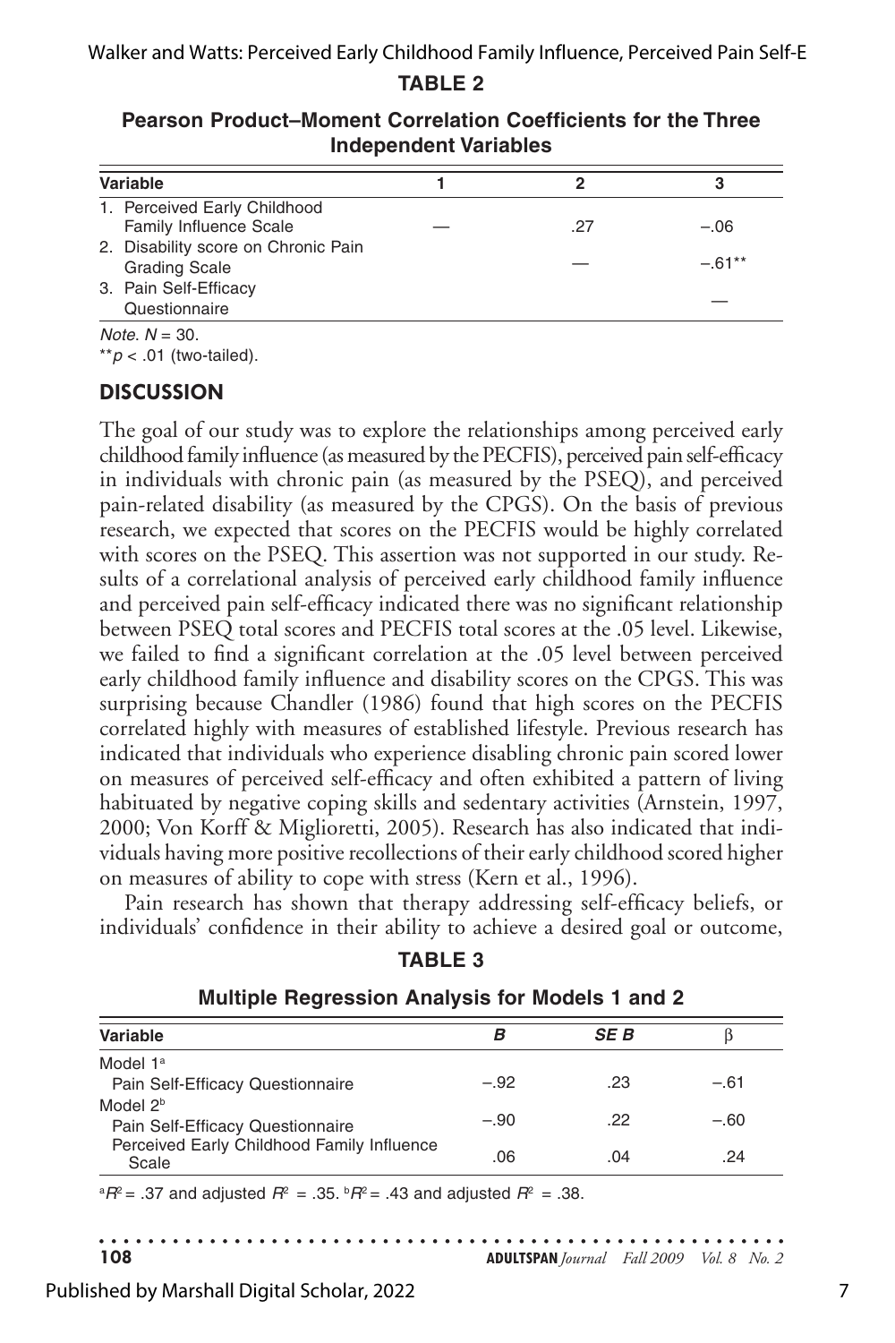**TABLE 2**

**Pearson Product–Moment Correlation Coefficients for the Three Independent Variables**

| Variable | 1 | 2 | 3 |
|---|---|---|---|
| 1. Perceived Early Childhood Family Influence Scale | — | .27 | −.06 |
| 2. Disability score on Chronic Pain Grading Scale | | — | −.61** |
| 3. Pain Self-Efficacy Questionnaire | | | — |

*Note.* $N = 30$.
**$p < .01$ (two-tailed).

## DISCUSSION

The goal of our study was to explore the relationships among perceived early childhood family influence (as measured by the PECFIS), perceived pain self-efficacy in individuals with chronic pain (as measured by the PSEQ), and perceived pain-related disability (as measured by the CPGS). On the basis of previous research, we expected that scores on the PECFIS would be highly correlated with scores on the PSEQ. This assertion was not supported in our study. Results of a correlational analysis of perceived early childhood family influence and perceived pain self-efficacy indicated there was no significant relationship between PSEQ total scores and PECFIS total scores at the .05 level. Likewise, we failed to find a significant correlation at the .05 level between perceived early childhood family influence and disability scores on the CPGS. This was surprising because Chandler (1986) found that high scores on the PECFIS correlated highly with measures of established lifestyle. Previous research has indicated that individuals who experience disabling chronic pain scored lower on measures of perceived self-efficacy and often exhibited a pattern of living habituated by negative coping skills and sedentary activities (Arnstein, 1997, 2000; Von Korff & Miglioretti, 2005). Research has also indicated that individuals having more positive recollections of their early childhood scored higher on measures of ability to cope with stress (Kern et al., 1996).

Pain research has shown that therapy addressing self-efficacy beliefs, or individuals' confidence in their ability to achieve a desired goal or outcome,

**TABLE 3**

**Multiple Regression Analysis for Models 1 and 2**

| Variable | *B* | *SE B* | β |
|---|---|---|---|
| Model 1[a] | | | |
| Pain Self-Efficacy Questionnaire | −.92 | .23 | −.61 |
| Model 2[b] | | | |
| Pain Self-Efficacy Questionnaire | −.90 | .22 | −.60 |
| Perceived Early Childhood Family Influence Scale | .06 | .04 | .24 |

[a]$R^2 = .37$ and adjusted $R^2 = .35$. [b]$R^2 = .43$ and adjusted $R^2 = .38$.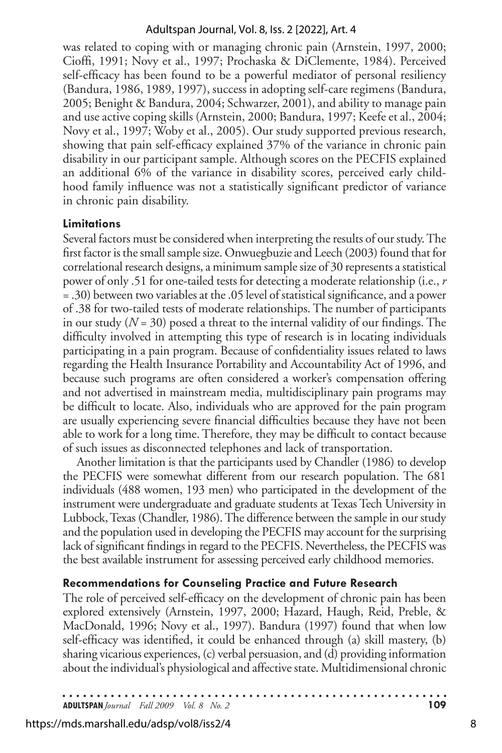was related to coping with or managing chronic pain (Arnstein, 1997, 2000; Cioffi, 1991; Novy et al., 1997; Prochaska & DiClemente, 1984). Perceived self-efficacy has been found to be a powerful mediator of personal resiliency (Bandura, 1986, 1989, 1997), success in adopting self-care regimens (Bandura, 2005; Benight & Bandura, 2004; Schwarzer, 2001), and ability to manage pain and use active coping skills (Arnstein, 2000; Bandura, 1997; Keefe et al., 2004; Novy et al., 1997; Woby et al., 2005). Our study supported previous research, showing that pain self-efficacy explained 37% of the variance in chronic pain disability in our participant sample. Although scores on the PECFIS explained an additional 6% of the variance in disability scores, perceived early childhood family influence was not a statistically significant predictor of variance in chronic pain disability.

### Limitations

Several factors must be considered when interpreting the results of our study. The first factor is the small sample size. Onwuegbuzie and Leech (2003) found that for correlational research designs, a minimum sample size of 30 represents a statistical power of only .51 for one-tailed tests for detecting a moderate relationship (i.e., $r = .30$) between two variables at the .05 level of statistical significance, and a power of .38 for two-tailed tests of moderate relationships. The number of participants in our study ($N = 30$) posed a threat to the internal validity of our findings. The difficulty involved in attempting this type of research is in locating individuals participating in a pain program. Because of confidentiality issues related to laws regarding the Health Insurance Portability and Accountability Act of 1996, and because such programs are often considered a worker's compensation offering and not advertised in mainstream media, multidisciplinary pain programs may be difficult to locate. Also, individuals who are approved for the pain program are usually experiencing severe financial difficulties because they have not been able to work for a long time. Therefore, they may be difficult to contact because of such issues as disconnected telephones and lack of transportation.

Another limitation is that the participants used by Chandler (1986) to develop the PECFIS were somewhat different from our research population. The 681 individuals (488 women, 193 men) who participated in the development of the instrument were undergraduate and graduate students at Texas Tech University in Lubbock, Texas (Chandler, 1986). The difference between the sample in our study and the population used in developing the PECFIS may account for the surprising lack of significant findings in regard to the PECFIS. Nevertheless, the PECFIS was the best available instrument for assessing perceived early childhood memories.

### Recommendations for Counseling Practice and Future Research

The role of perceived self-efficacy on the development of chronic pain has been explored extensively (Arnstein, 1997, 2000; Hazard, Haugh, Reid, Preble, & MacDonald, 1996; Novy et al., 1997). Bandura (1997) found that when low self-efficacy was identified, it could be enhanced through (a) skill mastery, (b) sharing vicarious experiences, (c) verbal persuasion, and (d) providing information about the individual's physiological and affective state. Multidimensional chronic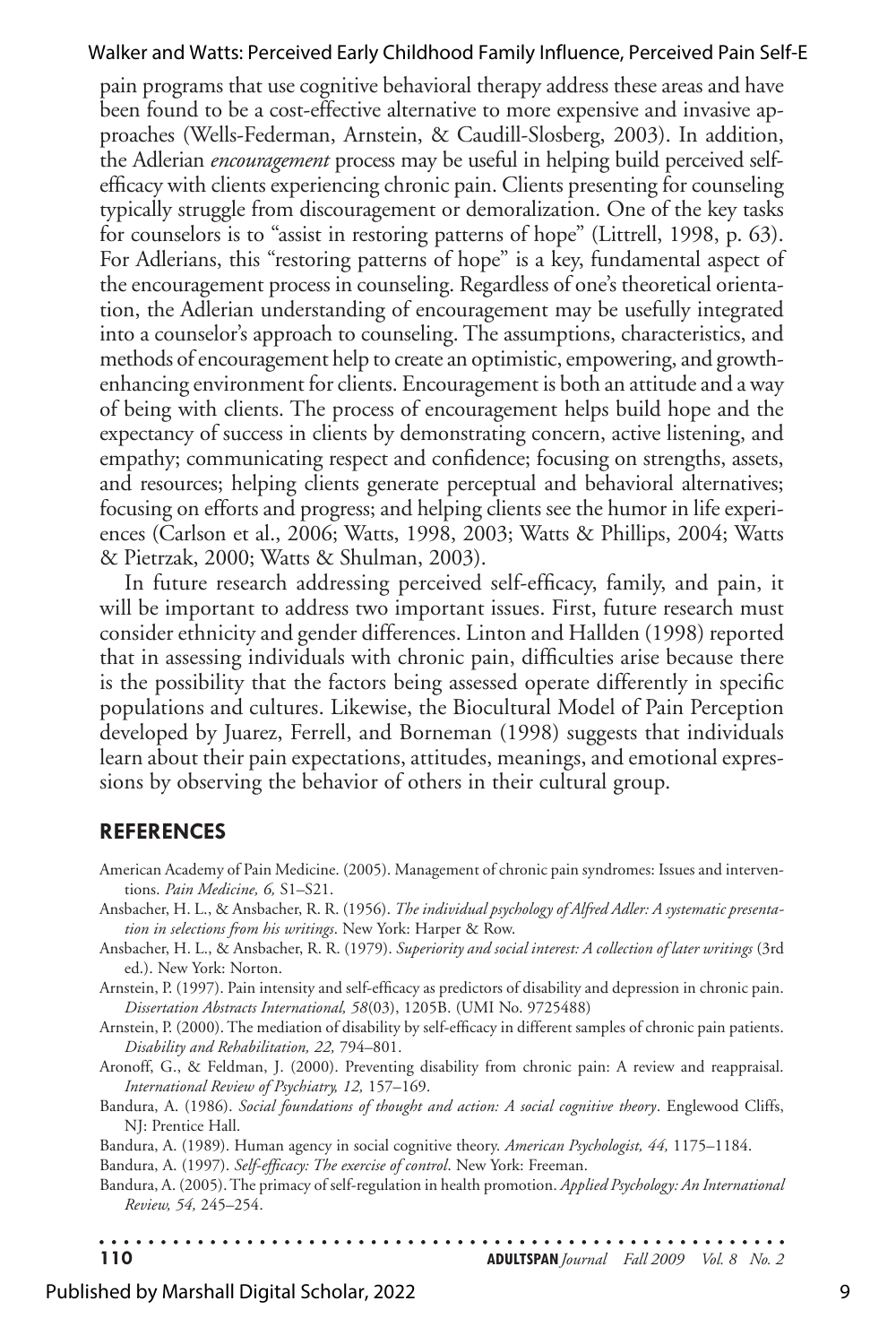pain programs that use cognitive behavioral therapy address these areas and have been found to be a cost-effective alternative to more expensive and invasive approaches (Wells-Federman, Arnstein, & Caudill-Slosberg, 2003). In addition, the Adlerian *encouragement* process may be useful in helping build perceived self-efficacy with clients experiencing chronic pain. Clients presenting for counseling typically struggle from discouragement or demoralization. One of the key tasks for counselors is to "assist in restoring patterns of hope" (Littrell, 1998, p. 63). For Adlerians, this "restoring patterns of hope" is a key, fundamental aspect of the encouragement process in counseling. Regardless of one's theoretical orientation, the Adlerian understanding of encouragement may be usefully integrated into a counselor's approach to counseling. The assumptions, characteristics, and methods of encouragement help to create an optimistic, empowering, and growth-enhancing environment for clients. Encouragement is both an attitude and a way of being with clients. The process of encouragement helps build hope and the expectancy of success in clients by demonstrating concern, active listening, and empathy; communicating respect and confidence; focusing on strengths, assets, and resources; helping clients generate perceptual and behavioral alternatives; focusing on efforts and progress; and helping clients see the humor in life experiences (Carlson et al., 2006; Watts, 1998, 2003; Watts & Phillips, 2004; Watts & Pietrzak, 2000; Watts & Shulman, 2003).

In future research addressing perceived self-efficacy, family, and pain, it will be important to address two important issues. First, future research must consider ethnicity and gender differences. Linton and Hallden (1998) reported that in assessing individuals with chronic pain, difficulties arise because there is the possibility that the factors being assessed operate differently in specific populations and cultures. Likewise, the Biocultural Model of Pain Perception developed by Juarez, Ferrell, and Borneman (1998) suggests that individuals learn about their pain expectations, attitudes, meanings, and emotional expressions by observing the behavior of others in their cultural group.

## REFERENCES

American Academy of Pain Medicine. (2005). Management of chronic pain syndromes: Issues and interventions. *Pain Medicine, 6,* S1–S21.

Ansbacher, H. L., & Ansbacher, R. R. (1956). *The individual psychology of Alfred Adler: A systematic presentation in selections from his writings*. New York: Harper & Row.

Ansbacher, H. L., & Ansbacher, R. R. (1979). *Superiority and social interest: A collection of later writings* (3rd ed.). New York: Norton.

Arnstein, P. (1997). Pain intensity and self-efficacy as predictors of disability and depression in chronic pain. *Dissertation Abstracts International, 58*(03), 1205B. (UMI No. 9725488)

Arnstein, P. (2000). The mediation of disability by self-efficacy in different samples of chronic pain patients. *Disability and Rehabilitation, 22,* 794–801.

Aronoff, G., & Feldman, J. (2000). Preventing disability from chronic pain: A review and reappraisal. *International Review of Psychiatry, 12,* 157–169.

Bandura, A. (1986). *Social foundations of thought and action: A social cognitive theory*. Englewood Cliffs, NJ: Prentice Hall.

Bandura, A. (1989). Human agency in social cognitive theory. *American Psychologist, 44,* 1175–1184.

Bandura, A. (1997). *Self-efficacy: The exercise of control*. New York: Freeman.

Bandura, A. (2005). The primacy of self-regulation in health promotion. *Applied Psychology: An International Review, 54,* 245–254.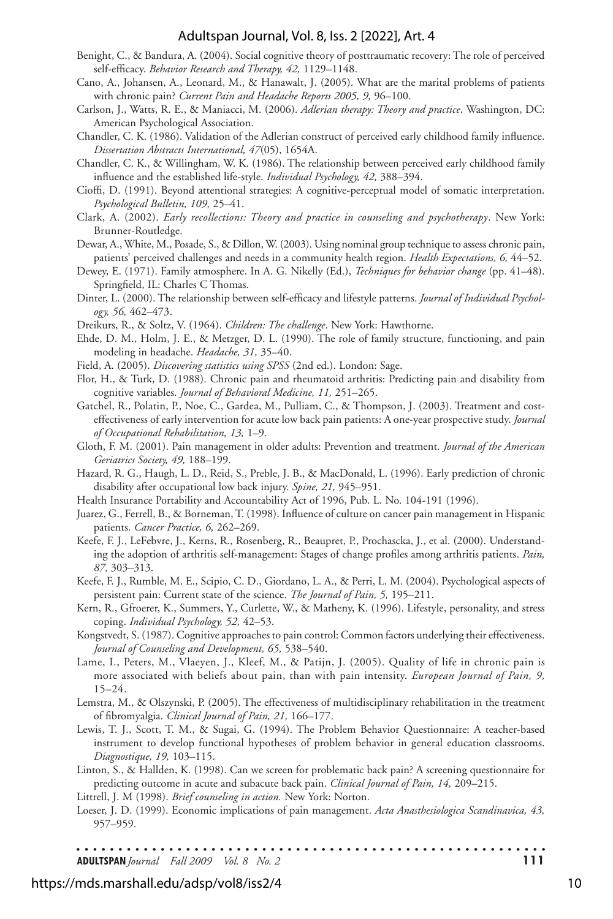Benight, C., & Bandura, A. (2004). Social cognitive theory of posttraumatic recovery: The role of perceived self-efficacy. *Behavior Research and Therapy, 42,* 1129–1148.

Cano, A., Johansen, A., Leonard, M., & Hanawalt, J. (2005). What are the marital problems of patients with chronic pain? *Current Pain and Headache Reports 2005, 9,* 96–100.

Carlson, J., Watts, R. E., & Maniacci, M. (2006). *Adlerian therapy: Theory and practice*. Washington, DC: American Psychological Association.

Chandler, C. K. (1986). Validation of the Adlerian construct of perceived early childhood family influence. *Dissertation Abstracts International, 47*(05), 1654A.

Chandler, C. K., & Willingham, W. K. (1986). The relationship between perceived early childhood family influence and the established life-style. *Individual Psychology, 42,* 388–394.

Cioffi, D. (1991). Beyond attentional strategies: A cognitive-perceptual model of somatic interpretation. *Psychological Bulletin, 109,* 25–41.

Clark, A. (2002). *Early recollections: Theory and practice in counseling and psychotherapy*. New York: Brunner-Routledge.

Dewar, A., White, M., Posade, S., & Dillon, W. (2003). Using nominal group technique to assess chronic pain, patients' perceived challenges and needs in a community health region. *Health Expectations, 6,* 44–52.

Dewey, E. (1971). Family atmosphere. In A. G. Nikelly (Ed.), *Techniques for behavior change* (pp. 41–48). Springfield, IL: Charles C Thomas.

Dinter, L. (2000). The relationship between self-efficacy and lifestyle patterns. *Journal of Individual Psychology, 56,* 462–473.

Dreikurs, R., & Soltz, V. (1964). *Children: The challenge*. New York: Hawthorne.

Ehde, D. M., Holm, J. E., & Metzger, D. L. (1990). The role of family structure, functioning, and pain modeling in headache. *Headache, 31,* 35–40.

Field, A. (2005). *Discovering statistics using SPSS* (2nd ed.). London: Sage.

Flor, H., & Turk, D. (1988). Chronic pain and rheumatoid arthritis: Predicting pain and disability from cognitive variables. *Journal of Behavioral Medicine, 11,* 251–265.

Gatchel, R., Polatin, P., Noe, C., Gardea, M., Pulliam, C., & Thompson, J. (2003). Treatment and cost-effectiveness of early intervention for acute low back pain patients: A one-year prospective study. *Journal of Occupational Rehabilitation, 13,* 1–9.

Gloth, F. M. (2001). Pain management in older adults: Prevention and treatment. *Journal of the American Geriatrics Society, 49,* 188–199.

Hazard, R. G., Haugh, L. D., Reid, S., Preble, J. B., & MacDonald, L. (1996). Early prediction of chronic disability after occupational low back injury. *Spine, 21,* 945–951.

Health Insurance Portability and Accountability Act of 1996, Pub. L. No. 104-191 (1996).

Juarez, G., Ferrell, B., & Borneman, T. (1998). Influence of culture on cancer pain management in Hispanic patients. *Cancer Practice, 6,* 262–269.

Keefe, F. J., LeFebvre, J., Kerns, R., Rosenberg, R., Beaupret, P., Prochascka, J., et al. (2000). Understanding the adoption of arthritis self-management: Stages of change profiles among arthritis patients. *Pain, 87,* 303–313.

Keefe, F. J., Rumble, M. E., Scipio, C. D., Giordano, L. A., & Perri, L. M. (2004). Psychological aspects of persistent pain: Current state of the science. *The Journal of Pain, 5,* 195–211.

Kern, R., Gfroerer, K., Summers, Y., Curlette, W., & Matheny, K. (1996). Lifestyle, personality, and stress coping. *Individual Psychology, 52,* 42–53.

Kongstvedt, S. (1987). Cognitive approaches to pain control: Common factors underlying their effectiveness. *Journal of Counseling and Development, 65,* 538–540.

Lame, I., Peters, M., Vlaeyen, J., Kleef, M., & Patijn, J. (2005). Quality of life in chronic pain is more associated with beliefs about pain, than with pain intensity. *European Journal of Pain, 9,* 15–24.

Lemstra, M., & Olszynski, P. (2005). The effectiveness of multidisciplinary rehabilitation in the treatment of fibromyalgia. *Clinical Journal of Pain, 21,* 166–177.

Lewis, T. J., Scott, T. M., & Sugai, G. (1994). The Problem Behavior Questionnaire: A teacher-based instrument to develop functional hypotheses of problem behavior in general education classrooms. *Diagnostique, 19,* 103–115.

Linton, S., & Hallden, K. (1998). Can we screen for problematic back pain? A screening questionnaire for predicting outcome in acute and subacute back pain. *Clinical Journal of Pain, 14,* 209–215.

Littrell, J. M (1998). *Brief counseling in action.* New York: Norton.

Loeser, J. D. (1999). Economic implications of pain management. *Acta Anasthesiologica Scandinavica, 43,* 957–959.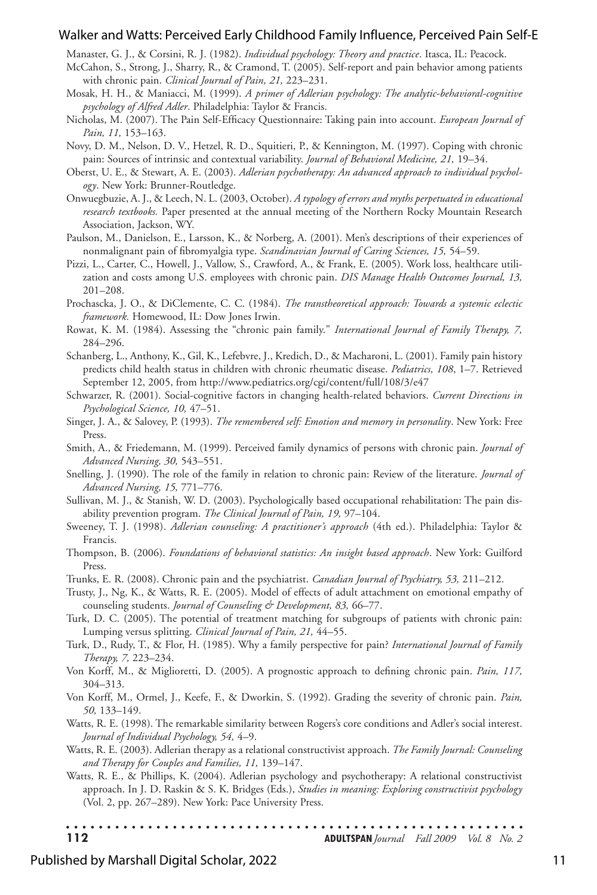Manaster, G. J., & Corsini, R. J. (1982). *Individual psychology: Theory and practice*. Itasca, IL: Peacock.

McCahon, S., Strong, J., Sharry, R., & Cramond, T. (2005). Self-report and pain behavior among patients with chronic pain. *Clinical Journal of Pain, 21,* 223–231.

Mosak, H. H., & Maniacci, M. (1999). *A primer of Adlerian psychology: The analytic-behavioral-cognitive psychology of Alfred Adler*. Philadelphia: Taylor & Francis.

Nicholas, M. (2007). The Pain Self-Efficacy Questionnaire: Taking pain into account. *European Journal of Pain, 11,* 153–163.

Novy, D. M., Nelson, D. V., Hetzel, R. D., Squitieri, P., & Kennington, M. (1997). Coping with chronic pain: Sources of intrinsic and contextual variability. *Journal of Behavioral Medicine, 21,* 19–34.

Oberst, U. E., & Stewart, A. E. (2003). *Adlerian psychotherapy: An advanced approach to individual psychology*. New York: Brunner-Routledge.

Onwuegbuzie, A. J., & Leech, N. L. (2003, October). *A typology of errors and myths perpetuated in educational research textbooks.* Paper presented at the annual meeting of the Northern Rocky Mountain Research Association, Jackson, WY.

Paulson, M., Danielson, E., Larsson, K., & Norberg, A. (2001). Men's descriptions of their experiences of nonmalignant pain of fibromyalgia type. *Scandinavian Journal of Caring Sciences, 15,* 54–59.

Pizzi, L., Carter, C., Howell, J., Vallow, S., Crawford, A., & Frank, E. (2005). Work loss, healthcare utilization and costs among U.S. employees with chronic pain. *DIS Manage Health Outcomes Journal, 13,* 201–208.

Prochascka, J. O., & DiClemente, C. C. (1984). *The transtheoretical approach: Towards a systemic eclectic framework.* Homewood, IL: Dow Jones Irwin.

Rowat, K. M. (1984). Assessing the "chronic pain family." *International Journal of Family Therapy, 7,* 284–296.

Schanberg, L., Anthony, K., Gil, K., Lefebvre, J., Kredich, D., & Macharoni, L. (2001). Family pain history predicts child health status in children with chronic rheumatic disease. *Pediatrics, 108*, 1–7. Retrieved September 12, 2005, from http://www.pediatrics.org/cgi/content/full/108/3/e47

Schwarzer, R. (2001). Social-cognitive factors in changing health-related behaviors. *Current Directions in Psychological Science, 10,* 47–51.

Singer, J. A., & Salovey, P. (1993). *The remembered self: Emotion and memory in personality*. New York: Free Press.

Smith, A., & Friedemann, M. (1999). Perceived family dynamics of persons with chronic pain. *Journal of Advanced Nursing, 30,* 543–551.

Snelling, J. (1990). The role of the family in relation to chronic pain: Review of the literature. *Journal of Advanced Nursing, 15,* 771–776.

Sullivan, M. J., & Stanish, W. D. (2003). Psychologically based occupational rehabilitation: The pain disability prevention program. *The Clinical Journal of Pain, 19,* 97–104.

Sweeney, T. J. (1998). *Adlerian counseling: A practitioner's approach* (4th ed.). Philadelphia: Taylor & Francis.

Thompson, B. (2006). *Foundations of behavioral statistics: An insight based approach*. New York: Guilford Press.

Trunks, E. R. (2008). Chronic pain and the psychiatrist. *Canadian Journal of Psychiatry, 53,* 211–212.

Trusty, J., Ng, K., & Watts, R. E. (2005). Model of effects of adult attachment on emotional empathy of counseling students. *Journal of Counseling & Development, 83,* 66–77.

Turk, D. C. (2005). The potential of treatment matching for subgroups of patients with chronic pain: Lumping versus splitting. *Clinical Journal of Pain, 21,* 44–55.

Turk, D., Rudy, T., & Flor, H. (1985). Why a family perspective for pain? *International Journal of Family Therapy, 7,* 223–234.

Von Korff, M., & Miglioretti, D. (2005). A prognostic approach to defining chronic pain. *Pain, 117,* 304–313.

Von Korff, M., Ormel, J., Keefe, F., & Dworkin, S. (1992). Grading the severity of chronic pain. *Pain, 50,* 133–149.

Watts, R. E. (1998). The remarkable similarity between Rogers's core conditions and Adler's social interest. *Journal of Individual Psychology, 54,* 4–9.

Watts, R. E. (2003). Adlerian therapy as a relational constructivist approach. *The Family Journal: Counseling and Therapy for Couples and Families, 11,* 139–147.

Watts, R. E., & Phillips, K. (2004). Adlerian psychology and psychotherapy: A relational constructivist approach. In J. D. Raskin & S. K. Bridges (Eds.), *Studies in meaning: Exploring constructivist psychology* (Vol. 2, pp. 267–289). New York: Pace University Press.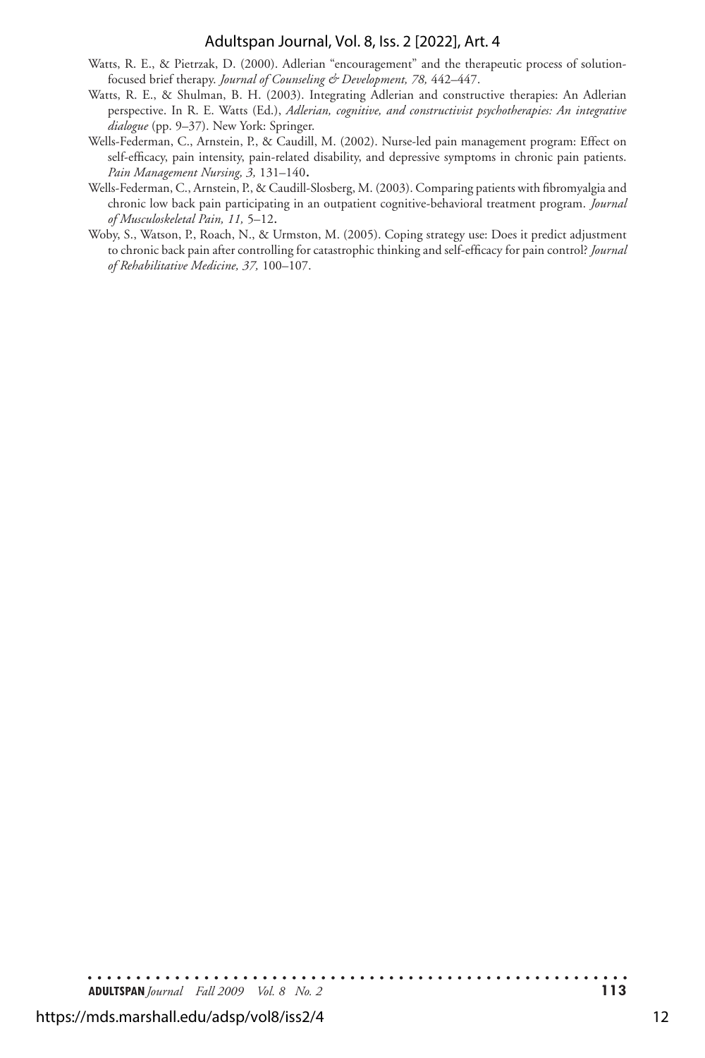Watts, R. E., & Pietrzak, D. (2000). Adlerian "encouragement" and the therapeutic process of solution-focused brief therapy. *Journal of Counseling & Development, 78,* 442–447.

Watts, R. E., & Shulman, B. H. (2003). Integrating Adlerian and constructive therapies: An Adlerian perspective. In R. E. Watts (Ed.), *Adlerian, cognitive, and constructivist psychotherapies: An integrative dialogue* (pp. 9–37). New York: Springer.

Wells-Federman, C., Arnstein, P., & Caudill, M. (2002). Nurse-led pain management program: Effect on self-efficacy, pain intensity, pain-related disability, and depressive symptoms in chronic pain patients. *Pain Management Nursing, 3,* 131–140.

Wells-Federman, C., Arnstein, P., & Caudill-Slosberg, M. (2003). Comparing patients with fibromyalgia and chronic low back pain participating in an outpatient cognitive-behavioral treatment program. *Journal of Musculoskeletal Pain, 11,* 5–12.

Woby, S., Watson, P., Roach, N., & Urmston, M. (2005). Coping strategy use: Does it predict adjustment to chronic back pain after controlling for catastrophic thinking and self-efficacy for pain control? *Journal of Rehabilitative Medicine, 37,* 100–107.